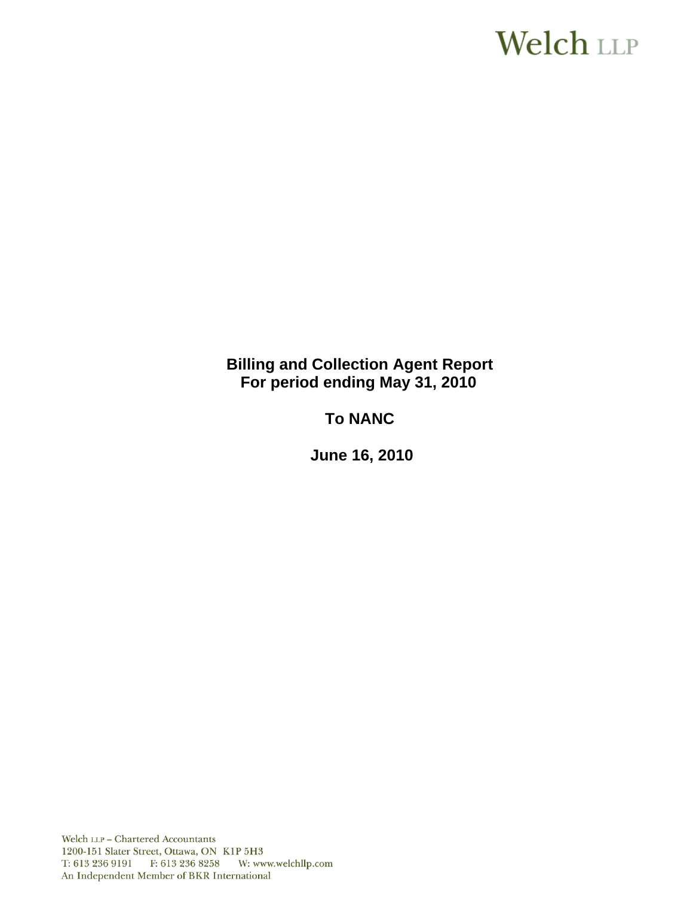Welch LLP

**Billing and Collection Agent Report**
**For period ending May 31, 2010**

**To NANC**

**June 16, 2010**

Welch LLP – Chartered Accountants
1200-151 Slater Street, Ottawa, ON K1P 5H3
T: 613 236 9191 F: 613 236 8258 W: www.welchllp.com
An Independent Member of BKR International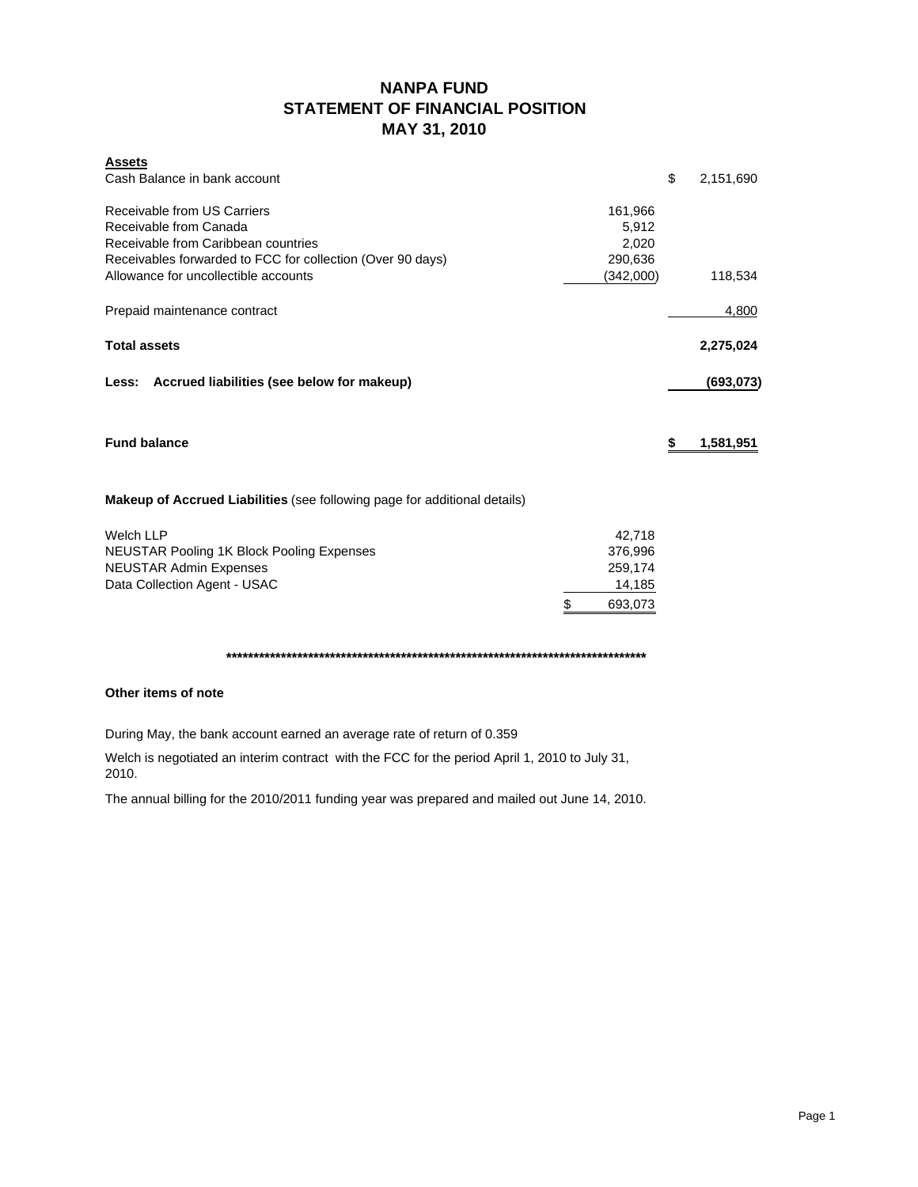# NANPA FUND
## STATEMENT OF FINANCIAL POSITION
## MAY 31, 2010

| | | |
|---|---|---|
| **Assets** | | |
| Cash Balance in bank account | | $ 2,151,690 |
| | | |
| Receivable from US Carriers | 161,966 | |
| Receivable from Canada | 5,912 | |
| Receivable from Caribbean countries | 2,020 | |
| Receivables forwarded to FCC for collection (Over 90 days) | 290,636 | |
| Allowance for uncollectible accounts | (342,000) | 118,534 |
| | | |
| Prepaid maintenance contract | | 4,800 |
| | | |
| **Total assets** | | **2,275,024** |
| | | |
| **Less: Accrued liabilities (see below for makeup)** | | **(693,073)** |
| | | |
| **Fund balance** | | **$ 1,581,951** |

**Makeup of Accrued Liabilities** (see following page for additional details)

| | |
|---|---|
| Welch LLP | 42,718 |
| NEUSTAR Pooling 1K Block Pooling Expenses | 376,996 |
| NEUSTAR Admin Expenses | 259,174 |
| Data Collection Agent - USAC | 14,185 |
| | $ 693,073 |

*******************************************************************************

**Other items of note**

During May, the bank account earned an average rate of return of 0.359

Welch is negotiated an interim contract with the FCC for the period April 1, 2010 to July 31, 2010.

The annual billing for the 2010/2011 funding year was prepared and mailed out June 14, 2010.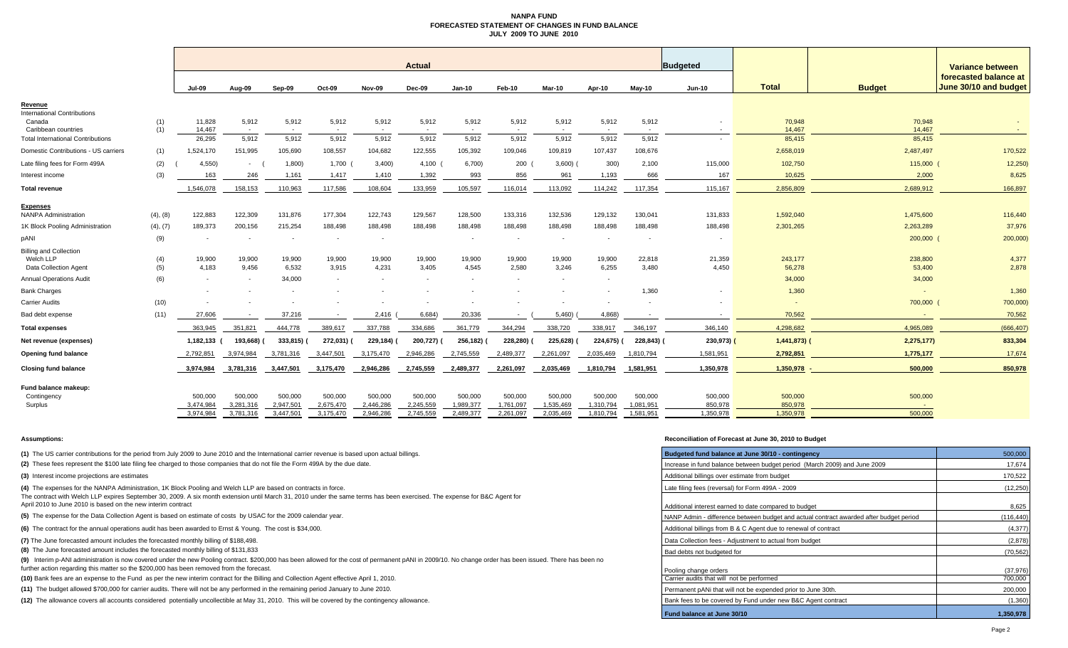# NANPA FUND
## FORECASTED STATEMENT OF CHANGES IN FUND BALANCE
### JULY 2009 TO JUNE 2010

| | | Actual | | | | | | | | | | | Budgeted | | | Variance between forecasted balance at |
|---|---|---|---|---|---|---|---|---|---|---|---|---|---|---|---|---|
| | | Jul-09 | Aug-09 | Sep-09 | Oct-09 | Nov-09 | Dec-09 | Jan-10 | Feb-10 | Mar-10 | Apr-10 | May-10 | Jun-10 | Total | Budget | June 30/10 and budget |
| **Revenue** | | | | | | | | | | | | | | | | |
| International Contributions | | | | | | | | | | | | | | | | |
| Canada | (1) | 11,828 | 5,912 | 5,912 | 5,912 | 5,912 | 5,912 | 5,912 | 5,912 | 5,912 | 5,912 | 5,912 | - | 70,948 | 70,948 | - |
| Caribbean countries | (1) | 14,467 | - | - | - | - | - | - | - | - | - | - | - | 14,467 | 14,467 | - |
| Total International Contributions | | 26,295 | 5,912 | 5,912 | 5,912 | 5,912 | 5,912 | 5,912 | 5,912 | 5,912 | 5,912 | 5,912 | - | 85,415 | 85,415 | - |
| Domestic Contributions - US carriers | (1) | 1,524,170 | 151,995 | 105,690 | 108,557 | 104,682 | 122,555 | 105,392 | 109,046 | 109,819 | 107,437 | 108,676 | | 2,658,019 | 2,487,497 | 170,522 |
| Late filing fees for Form 499A | (2) | (4,550) | - | (1,800) | 1,700 | (3,400) | 4,100 | (6,700) | 200 | (3,600) | (300) | 2,100 | 115,000 | 102,750 | 115,000 | (12,250) |
| Interest income | (3) | 163 | 246 | 1,161 | 1,417 | 1,410 | 1,392 | 993 | 856 | 961 | 1,193 | 666 | 167 | 10,625 | 2,000 | 8,625 |
| **Total revenue** | | 1,546,078 | 158,153 | 110,963 | 117,586 | 108,604 | 133,959 | 105,597 | 116,014 | 113,092 | 114,242 | 117,354 | 115,167 | 2,856,809 | 2,689,912 | 166,897 |
| **Expenses** | | | | | | | | | | | | | | | | |
| NANPA Administration | (4), (8) | 122,883 | 122,309 | 131,876 | 177,304 | 122,743 | 129,567 | 128,500 | 133,316 | 132,536 | 129,132 | 130,041 | 131,833 | 1,592,040 | 1,475,600 | 116,440 |
| 1K Block Pooling Administration | (4), (7) | 189,373 | 200,156 | 215,254 | 188,498 | 188,498 | 188,498 | 188,498 | 188,498 | 188,498 | 188,498 | 188,498 | 188,498 | 2,301,265 | 2,263,289 | 37,976 |
| pANI | (9) | - | - | - | - | - | - | - | - | - | - | - | - | | 200,000 | (200,000) |
| Billing and Collection | | | | | | | | | | | | | | | | |
| Welch LLP | (4) | 19,900 | 19,900 | 19,900 | 19,900 | 19,900 | 19,900 | 19,900 | 19,900 | 19,900 | 19,900 | 22,818 | 21,359 | 243,177 | 238,800 | 4,377 |
| Data Collection Agent | (5) | 4,183 | 9,456 | 6,532 | 3,915 | 4,231 | 3,405 | 4,545 | 2,580 | 3,246 | 6,255 | 3,480 | 4,450 | 56,278 | 53,400 | 2,878 |
| Annual Operations Audit | (6) | - | - | 34,000 | - | - | - | - | - | - | - | | | 34,000 | 34,000 | |
| Bank Charges | | - | - | - | - | - | - | - | - | - | - | 1,360 | - | 1,360 | - | 1,360 |
| Carrier Audits | (10) | - | - | - | - | - | - | - | - | - | - | - | - | - | 700,000 | (700,000) |
| Bad debt expense | (11) | 27,606 | - | 37,216 | - | 2,416 | (6,684) | 20,336 | - | (5,460) | (4,868) | - | - | 70,562 | - | 70,562 |
| **Total expenses** | | 363,945 | 351,821 | 444,778 | 389,617 | 337,788 | 334,686 | 361,779 | 344,294 | 338,720 | 338,917 | 346,197 | 346,140 | 4,298,682 | 4,965,089 | (666,407) |
| **Net revenue (expenses)** | | 1,182,133 | (193,668) | (333,815) | (272,031) | (229,184) | (200,727) | (256,182) | (228,280) | (225,628) | (224,675) | (228,843) | (230,973) | (1,441,873) | (2,275,177) | 833,304 |
| **Opening fund balance** | | 2,792,851 | 3,974,984 | 3,781,316 | 3,447,501 | 3,175,470 | 2,946,286 | 2,745,559 | 2,489,377 | 2,261,097 | 2,035,469 | 1,810,794 | 1,581,951 | 2,792,851 | 1,775,177 | 17,674 |
| **Closing fund balance** | | 3,974,984 | 3,781,316 | 3,447,501 | 3,175,470 | 2,946,286 | 2,745,559 | 2,489,377 | 2,261,097 | 2,035,469 | 1,810,794 | 1,581,951 | 1,350,978 | 1,350,978 | 500,000 | 850,978 |
| **Fund balance makeup:** | | | | | | | | | | | | | | | | |
| Contingency | | 500,000 | 500,000 | 500,000 | 500,000 | 500,000 | 500,000 | 500,000 | 500,000 | 500,000 | 500,000 | 500,000 | 500,000 | 500,000 | 500,000 | |
| Surplus | | 3,474,984 | 3,281,316 | 2,947,501 | 2,675,470 | 2,446,286 | 2,245,559 | 1,989,377 | 1,761,097 | 1,535,469 | 1,310,794 | 1,081,951 | 850,978 | 850,978 | - | |
| | | 3,974,984 | 3,781,316 | 3,447,501 | 3,175,470 | 2,946,286 | 2,745,559 | 2,489,377 | 2,261,097 | 2,035,469 | 1,810,794 | 1,581,951 | 1,350,978 | 1,350,978 | 500,000 | |

**Assumptions:**

**(1)** The US carrier contributions for the period from July 2009 to June 2010 and the International carrier revenue is based upon actual billings.

**(2)** These fees represent the $100 late filing fee charged to those companies that do not file the Form 499A by the due date.

**(3)** Interest income projections are estimates

**(4)** The expenses for the NANPA Administration, 1K Block Pooling and Welch LLP are based on contracts in force.
The contract with Welch LLP expires September 30, 2009. A six month extension until March 31, 2010 under the same terms has been exercised. The expense for B&C Agent for April 2010 to June 2010 is based on the new interim contract

**(5)** The expense for the Data Collection Agent is based on estimate of costs by USAC for the 2009 calendar year.

**(6)** The contract for the annual operations audit has been awarded to Ernst & Young. The cost is $34,000.

**(7)** The June forecasted amount includes the forecasted monthly billing of $188,498.

**(8)** The June forecasted amount includes the forecasted monthly billing of $131,833

**(9)** Interim p-ANI administration is now covered under the new Pooling contract. $200,000 has been allowed for the cost of permanent pANI in 2009/10. No change order has been issued. There has been no further action regarding this matter so the $200,000 has been removed from the forecast.

**(10)** Bank fees are an expense to the Fund as per the new interim contract for the Billing and Collection Agent effective April 1, 2010.

**(11)** The budget allowed $700,000 for carrier audits. There will not be any performed in the remaining period January to June 2010.

**(12)** The allowance covers all accounts considered potentially uncollectible at May 31, 2010. This will be covered by the contingency allowance.

**Reconciliation of Forecast at June 30, 2010 to Budget**

| Budgeted fund balance at June 30/10 - contingency | 500,000 |
|---|---|
| Increase in fund balance between budget period (March 2009) and June 2009 | 17,674 |
| Additional billings over estimate from budget | 170,522 |
| Late filing fees (reversal) for Form 499A - 2009 | (12,250) |
| Additional interest earned to date compared to budget | 8,625 |
| NANP Admin - difference between budget and actual contract awarded after budget period | (116,440) |
| Additional billings from B & C Agent due to renewal of contract | (4,377) |
| Data Collection fees - Adjustment to actual from budget | (2,878) |
| Bad debts not budgeted for | (70,562) |
| Pooling change orders | (37,976) |
| Carrier audits that will not be performed | 700,000 |
| Permanent pANi that will not be expended prior to June 30th. | 200,000 |
| Bank fees to be covered by Fund under new B&C Agent contract | (1,360) |
| **Fund balance at June 30/10** | **1,350,978** |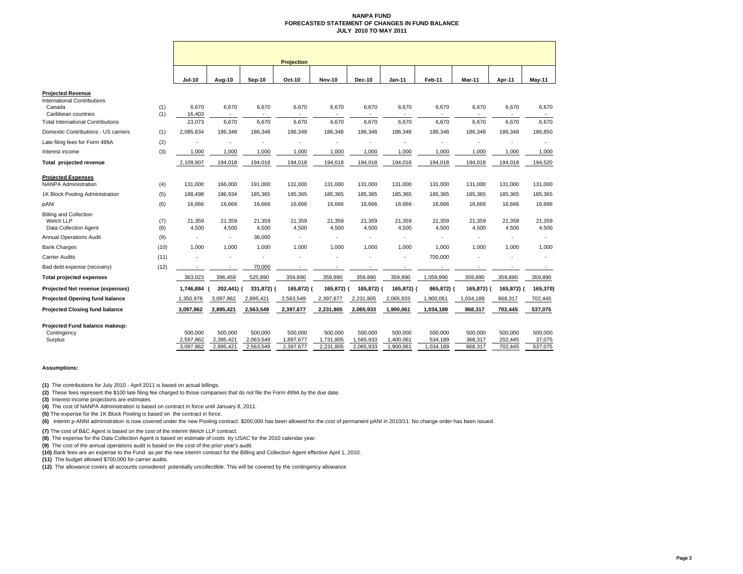# NANPA FUND
## FORECASTED STATEMENT OF CHANGES IN FUND BALANCE
### JULY 2010 TO MAY 2011

| | | Projection | | | | | | | | | | |
|---|---|---|---|---|---|---|---|---|---|---|---|---|
| | | Jul-10 | Aug-10 | Sep-10 | Oct-10 | Nov-10 | Dec-10 | Jan-11 | Feb-11 | Mar-11 | Apr-11 | May-11 |
| **Projected Revenue** | | | | | | | | | | | | |
| International Contributions | | | | | | | | | | | | |
| Canada | (1) | 6,670 | 6,670 | 6,670 | 6,670 | 6,670 | 6,670 | 6,670 | 6,670 | 6,670 | 6,670 | 6,670 |
| Caribbean countries | (1) | 16,403 | - | - | - | - | - | - | - | - | - | - |
| Total International Contributions | | 23,073 | 6,670 | 6,670 | 6,670 | 6,670 | 6,670 | 6,670 | 6,670 | 6,670 | 6,670 | 6,670 |
| Domestic Contributions - US carriers | (1) | 2,085,834 | 186,348 | 186,348 | 186,348 | 186,348 | 186,348 | 186,348 | 186,348 | 186,348 | 186,348 | 186,850 |
| Late filing fees for Form 499A | (2) | - | - | - | - | - | - | - | - | - | - | - |
| Interest income | (3) | 1,000 | 1,000 | 1,000 | 1,000 | 1,000 | 1,000 | 1,000 | 1,000 | 1,000 | 1,000 | 1,000 |
| **Total projected revenue** | | 2,109,907 | 194,018 | 194,018 | 194,018 | 194,018 | 194,018 | 194,018 | 194,018 | 194,018 | 194,018 | 194,520 |
| **Projected Expenses** | | | | | | | | | | | | |
| NANPA Administration | (4) | 131,000 | 166,000 | 191,000 | 131,000 | 131,000 | 131,000 | 131,000 | 131,000 | 131,000 | 131,000 | 131,000 |
| 1K Block Pooling Administration | (5) | 188,498 | 186,934 | 185,365 | 185,365 | 185,365 | 185,365 | 185,365 | 185,365 | 185,365 | 185,365 | 185,365 |
| pANI | (6) | 16,666 | 16,666 | 16,666 | 16,666 | 16,666 | 16,666 | 16,666 | 16,666 | 16,666 | 16,666 | 16,666 |
| Billing and Collection | | | | | | | | | | | | |
| Welch LLP | (7) | 21,359 | 21,359 | 21,359 | 21,359 | 21,359 | 21,359 | 21,359 | 21,359 | 21,359 | 21,359 | 21,359 |
| Data Collection Agent | (8) | 4,500 | 4,500 | 4,500 | 4,500 | 4,500 | 4,500 | 4,500 | 4,500 | 4,500 | 4,500 | 4,500 |
| Annual Operations Audit | (9) | - | - | 36,000 | - | - | - | - | - | - | - | - |
| Bank Charges | (10) | 1,000 | 1,000 | 1,000 | 1,000 | 1,000 | 1,000 | 1,000 | 1,000 | 1,000 | 1,000 | 1,000 |
| Carrier Audits | (11) | - | - | - | - | - | - | - | 700,000 | - | - | - |
| Bad debt expense (recovery) | (12) | - | - | 70,000 | - | - | - | - | - | - | - | - |
| **Total projected expenses** | | 363,023 | 396,459 | 525,890 | 359,890 | 359,890 | 359,890 | 359,890 | 1,059,890 | 359,890 | 359,890 | 359,890 |
| **Projected Net revenue (expenses)** | | 1,746,884 | (202,441) | (331,872) | (165,872) | (165,872) | (165,872) | (165,872) | (865,872) | (165,872) | (165,872) | (165,370) |
| **Projected Opening fund balance** | | 1,350,978 | 3,097,862 | 2,895,421 | 2,563,549 | 2,397,677 | 2,231,805 | 2,065,933 | 1,900,061 | 1,034,189 | 868,317 | 702,445 |
| **Projected Closing fund balance** | | 3,097,862 | 2,895,421 | 2,563,549 | 2,397,677 | 2,231,805 | 2,065,933 | 1,900,061 | 1,034,189 | 868,317 | 702,445 | 537,075 |
| **Projected Fund balance makeup:** | | | | | | | | | | | | |
| Contingency | | 500,000 | 500,000 | 500,000 | 500,000 | 500,000 | 500,000 | 500,000 | 500,000 | 500,000 | 500,000 | 500,000 |
| Surplus | | 2,597,862 | 2,395,421 | 2,063,549 | 1,897,677 | 1,731,805 | 1,565,933 | 1,400,061 | 534,189 | 368,317 | 202,445 | 37,075 |
| | | 3,097,862 | 2,895,421 | 2,563,549 | 2,397,677 | 2,231,805 | 2,065,933 | 1,900,061 | 1,034,189 | 868,317 | 702,445 | 537,075 |

**Assumptions:**

**(1)** The contributions for July 2010 - April 2011 is based on actual billings.

**(2)** These fees represent the $100 late filing fee charged to those companies that do not file the Form 499A by the due date.

**(3)** Interest income projections are estimates

**(4)** The cost of NANPA Administration is based on contract in force until January 8, 2011.

**(5)** The expense for the 1K Block Pooling is based on the contract in force.

**(6)** Interim p-ANNI administration is now covered under the new Pooling contract. $200,000 has been allowed for the cost of permanent pANI in 2010/11. No change order has been issued.

**(7)** The cost of B&C Agent is based on the cost of the interim Welch LLP contract.

**(8)** The expense for the Data Collection Agent is based on estimate of costs by USAC for the 2010 calendar year.

**(9)** The cost of the annual operations audit is based on the cost of the prior year's audit.

**(10)** Bank fees are an expense to the Fund as per the new interim contract for the Billing and Collection Agent effective April 1, 2010.

**(11)** The budget allowed $700,000 for carrier audits.

**(12)** The allowance covers all accounts considered potentially uncollectible. This will be covered by the contingency allowance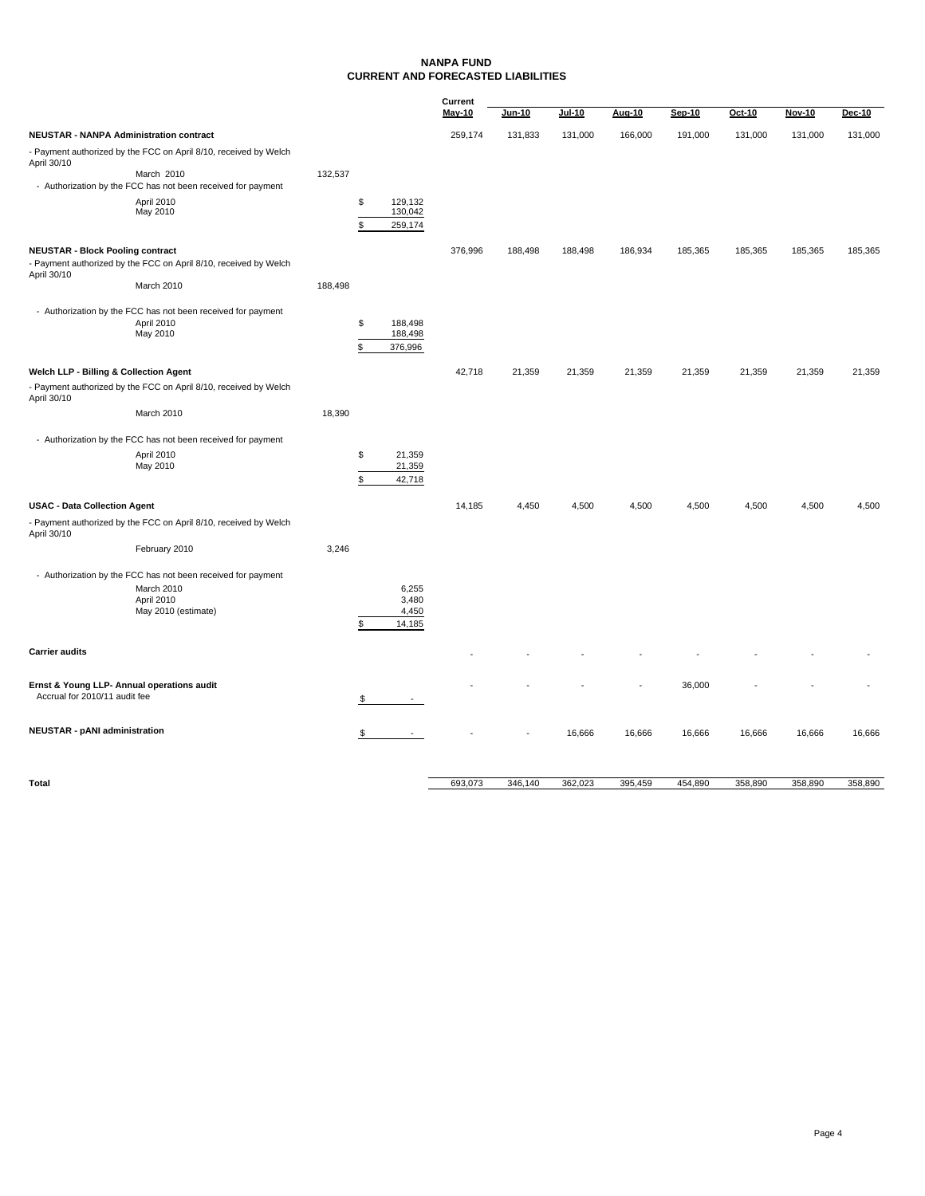# NANPA FUND
## CURRENT AND FORECASTED LIABILITIES

| | | | Current May-10 | Jun-10 | Jul-10 | Aug-10 | Sep-10 | Oct-10 | Nov-10 | Dec-10 |
|---|---|---|---|---|---|---|---|---|---|---|
| **NEUSTAR - NANPA Administration contract** | | | 259,174 | 131,833 | 131,000 | 166,000 | 191,000 | 131,000 | 131,000 | 131,000 |
| - Payment authorized by the FCC on April 8/10, received by Welch April 30/10 | | | | | | | | | | |
| March 2010 | 132,537 | | | | | | | | | |
| - Authorization by the FCC has not been received for payment | | | | | | | | | | |
| April 2010 | | $ 129,132 | | | | | | | | |
| May 2010 | | 130,042 | | | | | | | | |
| | | $ 259,174 | | | | | | | | |
| **NEUSTAR - Block Pooling contract** | | | 376,996 | 188,498 | 188,498 | 186,934 | 185,365 | 185,365 | 185,365 | 185,365 |
| - Payment authorized by the FCC on April 8/10, received by Welch April 30/10 | | | | | | | | | | |
| March 2010 | 188,498 | | | | | | | | | |
| - Authorization by the FCC has not been received for payment | | | | | | | | | | |
| April 2010 | | $ 188,498 | | | | | | | | |
| May 2010 | | 188,498 | | | | | | | | |
| | | $ 376,996 | | | | | | | | |
| **Welch LLP - Billing & Collection Agent** | | | 42,718 | 21,359 | 21,359 | 21,359 | 21,359 | 21,359 | 21,359 | 21,359 |
| - Payment authorized by the FCC on April 8/10, received by Welch April 30/10 | | | | | | | | | | |
| March 2010 | 18,390 | | | | | | | | | |
| - Authorization by the FCC has not been received for payment | | | | | | | | | | |
| April 2010 | | $ 21,359 | | | | | | | | |
| May 2010 | | 21,359 | | | | | | | | |
| | | $ 42,718 | | | | | | | | |
| **USAC - Data Collection Agent** | | | 14,185 | 4,450 | 4,500 | 4,500 | 4,500 | 4,500 | 4,500 | 4,500 |
| - Payment authorized by the FCC on April 8/10, received by Welch April 30/10 | | | | | | | | | | |
| February 2010 | 3,246 | | | | | | | | | |
| - Authorization by the FCC has not been received for payment | | | | | | | | | | |
| March 2010 | | 6,255 | | | | | | | | |
| April 2010 | | 3,480 | | | | | | | | |
| May 2010 (estimate) | | 4,450 | | | | | | | | |
| | | $ 14,185 | | | | | | | | |
| **Carrier audits** | | | - | - | - | - | - | - | - | - |
| **Ernst & Young LLP- Annual operations audit** | | | - | - | - | - | 36,000 | - | - | - |
| Accrual for 2010/11 audit fee | | $ - | | | | | | | | |
| **NEUSTAR - pANI administration** | | $ - | - | - | 16,666 | 16,666 | 16,666 | 16,666 | 16,666 | 16,666 |
| **Total** | | | 693,073 | 346,140 | 362,023 | 395,459 | 454,890 | 358,890 | 358,890 | 358,890 |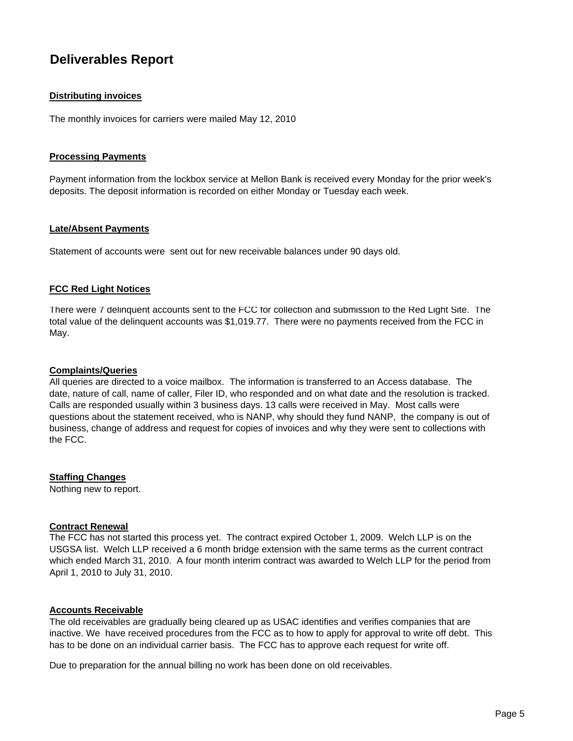# Deliverables Report

**Distributing invoices**

The monthly invoices for carriers were mailed May 12, 2010

**Processing Payments**

Payment information from the lockbox service at Mellon Bank is received every Monday for the prior week's deposits. The deposit information is recorded on either Monday or Tuesday each week.

**Late/Absent Payments**

Statement of accounts were sent out for new receivable balances under 90 days old.

**FCC Red Light Notices**

There were 7 delinquent accounts sent to the FCC for collection and submission to the Red Light Site. The total value of the delinquent accounts was $1,019.77. There were no payments received from the FCC in May.

**Complaints/Queries**

All queries are directed to a voice mailbox. The information is transferred to an Access database. The date, nature of call, name of caller, Filer ID, who responded and on what date and the resolution is tracked. Calls are responded usually within 3 business days. 13 calls were received in May. Most calls were questions about the statement received, who is NANP, why should they fund NANP, the company is out of business, change of address and request for copies of invoices and why they were sent to collections with the FCC.

**Staffing Changes**

Nothing new to report.

**Contract Renewal**

The FCC has not started this process yet. The contract expired October 1, 2009. Welch LLP is on the USGSA list. Welch LLP received a 6 month bridge extension with the same terms as the current contract which ended March 31, 2010. A four month interim contract was awarded to Welch LLP for the period from April 1, 2010 to July 31, 2010.

**Accounts Receivable**

The old receivables are gradually being cleared up as USAC identifies and verifies companies that are inactive. We have received procedures from the FCC as to how to apply for approval to write off debt. This has to be done on an individual carrier basis. The FCC has to approve each request for write off.

Due to preparation for the annual billing no work has been done on old receivables.